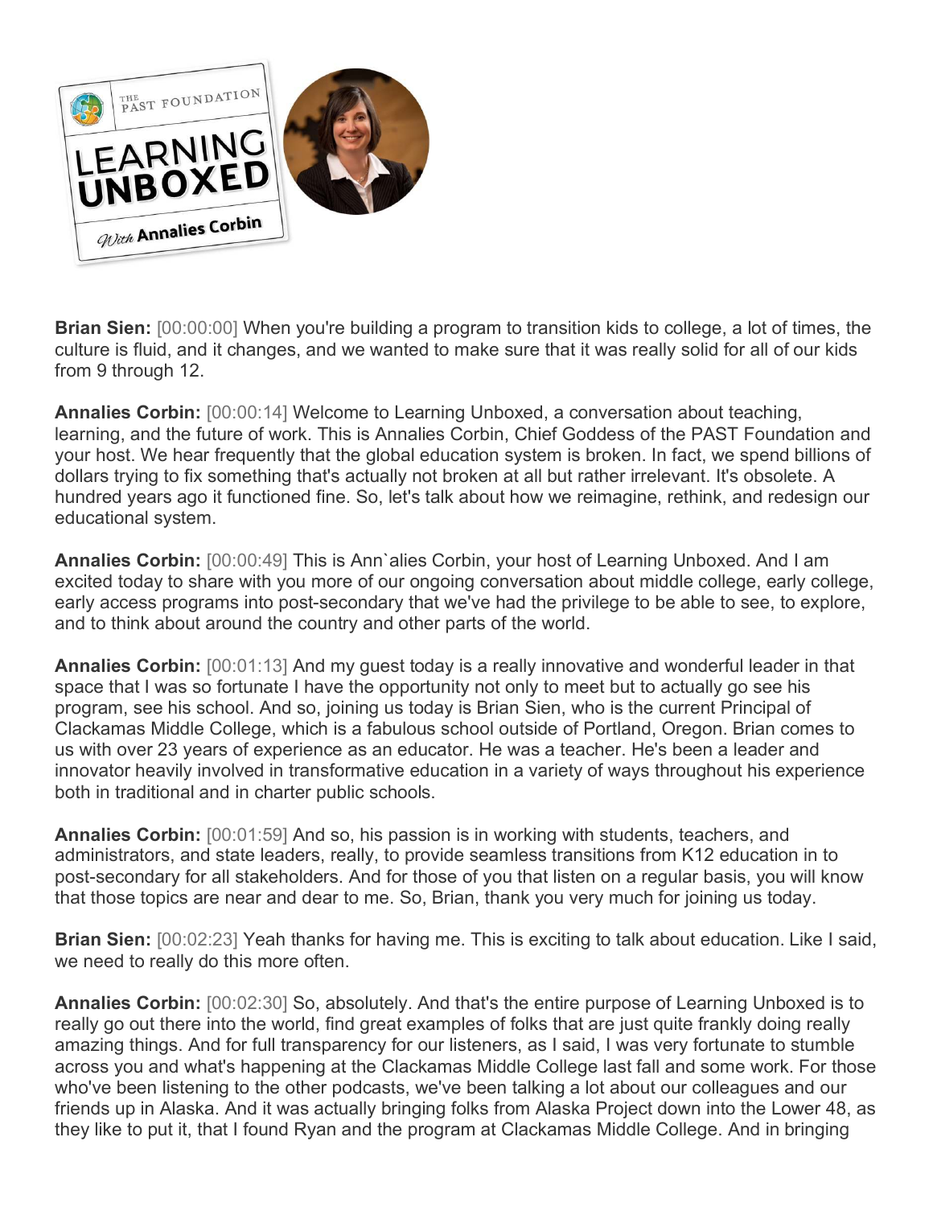**Brian Sien:** [00:00:00] When you're building a program to transition kids to college, a lot of times, the culture is fluid, and it changes, and we wanted to make sure that it was really solid for all of our kids from 9 through 12.

**Annalies Corbin:** [00:00:14] Welcome to Learning Unboxed, a conversation about teaching, learning, and the future of work. This is Annalies Corbin, Chief Goddess of the PAST Foundation and your host. We hear frequently that the global education system is broken. In fact, we spend billions of dollars trying to fix something that's actually not broken at all but rather irrelevant. It's obsolete. A hundred years ago it functioned fine. So, let's talk about how we reimagine, rethink, and redesign our educational system.

**Annalies Corbin:** [00:00:49] This is Ann`alies Corbin, your host of Learning Unboxed. And I am excited today to share with you more of our ongoing conversation about middle college, early college, early access programs into post-secondary that we've had the privilege to be able to see, to explore, and to think about around the country and other parts of the world.

**Annalies Corbin:** [00:01:13] And my guest today is a really innovative and wonderful leader in that space that I was so fortunate I have the opportunity not only to meet but to actually go see his program, see his school. And so, joining us today is Brian Sien, who is the current Principal of Clackamas Middle College, which is a fabulous school outside of Portland, Oregon. Brian comes to us with over 23 years of experience as an educator. He was a teacher. He's been a leader and innovator heavily involved in transformative education in a variety of ways throughout his experience both in traditional and in charter public schools.

**Annalies Corbin:** [00:01:59] And so, his passion is in working with students, teachers, and administrators, and state leaders, really, to provide seamless transitions from K12 education in to post-secondary for all stakeholders. And for those of you that listen on a regular basis, you will know that those topics are near and dear to me. So, Brian, thank you very much for joining us today.

**Brian Sien:** [00:02:23] Yeah thanks for having me. This is exciting to talk about education. Like I said, we need to really do this more often.

**Annalies Corbin:** [00:02:30] So, absolutely. And that's the entire purpose of Learning Unboxed is to really go out there into the world, find great examples of folks that are just quite frankly doing really amazing things. And for full transparency for our listeners, as I said, I was very fortunate to stumble across you and what's happening at the Clackamas Middle College last fall and some work. For those who've been listening to the other podcasts, we've been talking a lot about our colleagues and our friends up in Alaska. And it was actually bringing folks from Alaska Project down into the Lower 48, as they like to put it, that I found Ryan and the program at Clackamas Middle College. And in bringing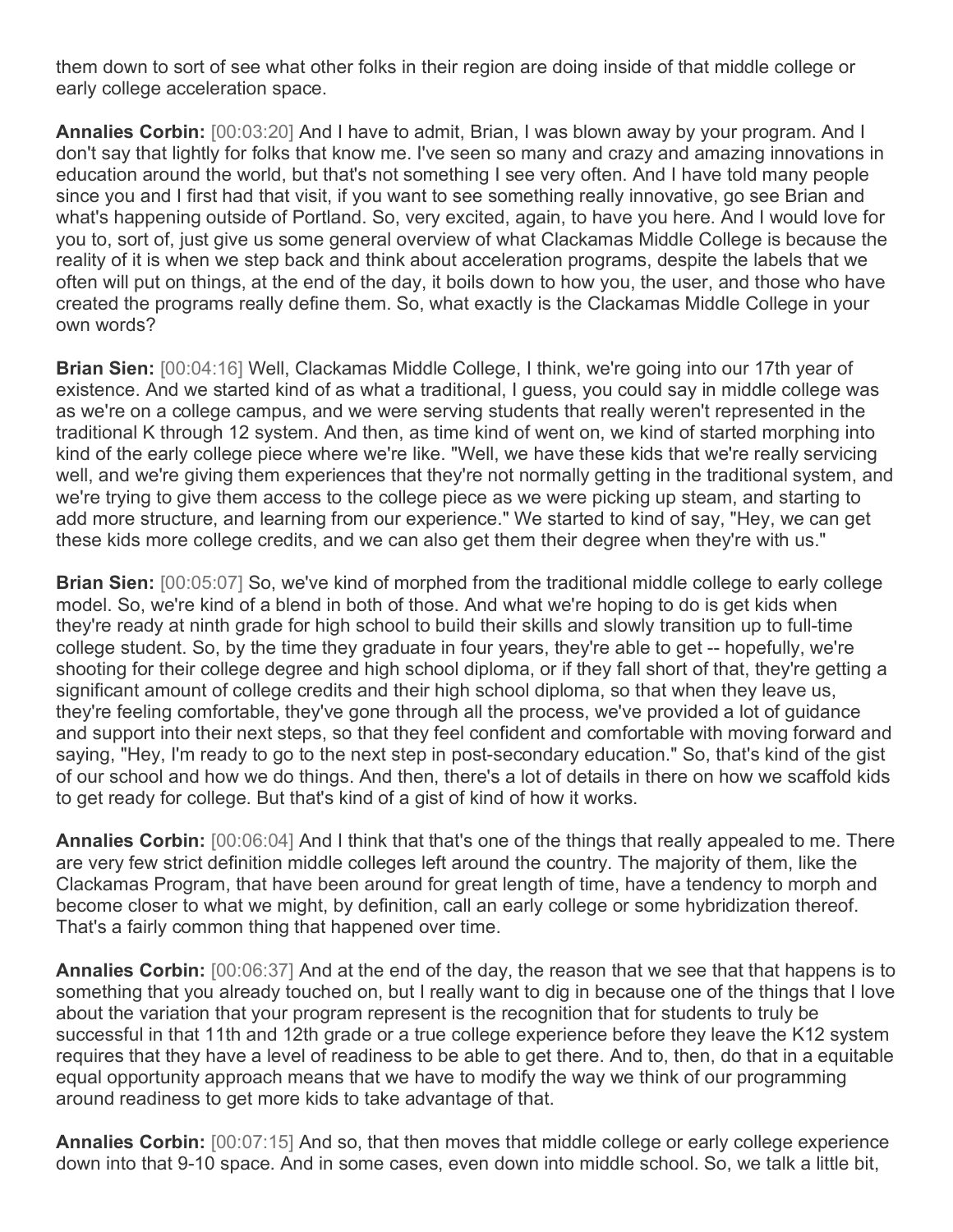them down to sort of see what other folks in their region are doing inside of that middle college or early college acceleration space.

**Annalies Corbin:** [00:03:20] And I have to admit, Brian, I was blown away by your program. And I don't say that lightly for folks that know me. I've seen so many and crazy and amazing innovations in education around the world, but that's not something I see very often. And I have told many people since you and I first had that visit, if you want to see something really innovative, go see Brian and what's happening outside of Portland. So, very excited, again, to have you here. And I would love for you to, sort of, just give us some general overview of what Clackamas Middle College is because the reality of it is when we step back and think about acceleration programs, despite the labels that we often will put on things, at the end of the day, it boils down to how you, the user, and those who have created the programs really define them. So, what exactly is the Clackamas Middle College in your own words?

**Brian Sien:** [00:04:16] Well, Clackamas Middle College, I think, we're going into our 17th year of existence. And we started kind of as what a traditional, I guess, you could say in middle college was as we're on a college campus, and we were serving students that really weren't represented in the traditional K through 12 system. And then, as time kind of went on, we kind of started morphing into kind of the early college piece where we're like. "Well, we have these kids that we're really servicing well, and we're giving them experiences that they're not normally getting in the traditional system, and we're trying to give them access to the college piece as we were picking up steam, and starting to add more structure, and learning from our experience." We started to kind of say, "Hey, we can get these kids more college credits, and we can also get them their degree when they're with us."

**Brian Sien:** [00:05:07] So, we've kind of morphed from the traditional middle college to early college model. So, we're kind of a blend in both of those. And what we're hoping to do is get kids when they're ready at ninth grade for high school to build their skills and slowly transition up to full-time college student. So, by the time they graduate in four years, they're able to get -- hopefully, we're shooting for their college degree and high school diploma, or if they fall short of that, they're getting a significant amount of college credits and their high school diploma, so that when they leave us, they're feeling comfortable, they've gone through all the process, we've provided a lot of guidance and support into their next steps, so that they feel confident and comfortable with moving forward and saying, "Hey, I'm ready to go to the next step in post-secondary education." So, that's kind of the gist of our school and how we do things. And then, there's a lot of details in there on how we scaffold kids to get ready for college. But that's kind of a gist of kind of how it works.

**Annalies Corbin:** [00:06:04] And I think that that's one of the things that really appealed to me. There are very few strict definition middle colleges left around the country. The majority of them, like the Clackamas Program, that have been around for great length of time, have a tendency to morph and become closer to what we might, by definition, call an early college or some hybridization thereof. That's a fairly common thing that happened over time.

**Annalies Corbin:** [00:06:37] And at the end of the day, the reason that we see that that happens is to something that you already touched on, but I really want to dig in because one of the things that I love about the variation that your program represent is the recognition that for students to truly be successful in that 11th and 12th grade or a true college experience before they leave the K12 system requires that they have a level of readiness to be able to get there. And to, then, do that in a equitable equal opportunity approach means that we have to modify the way we think of our programming around readiness to get more kids to take advantage of that.

**Annalies Corbin:** [00:07:15] And so, that then moves that middle college or early college experience down into that 9-10 space. And in some cases, even down into middle school. So, we talk a little bit,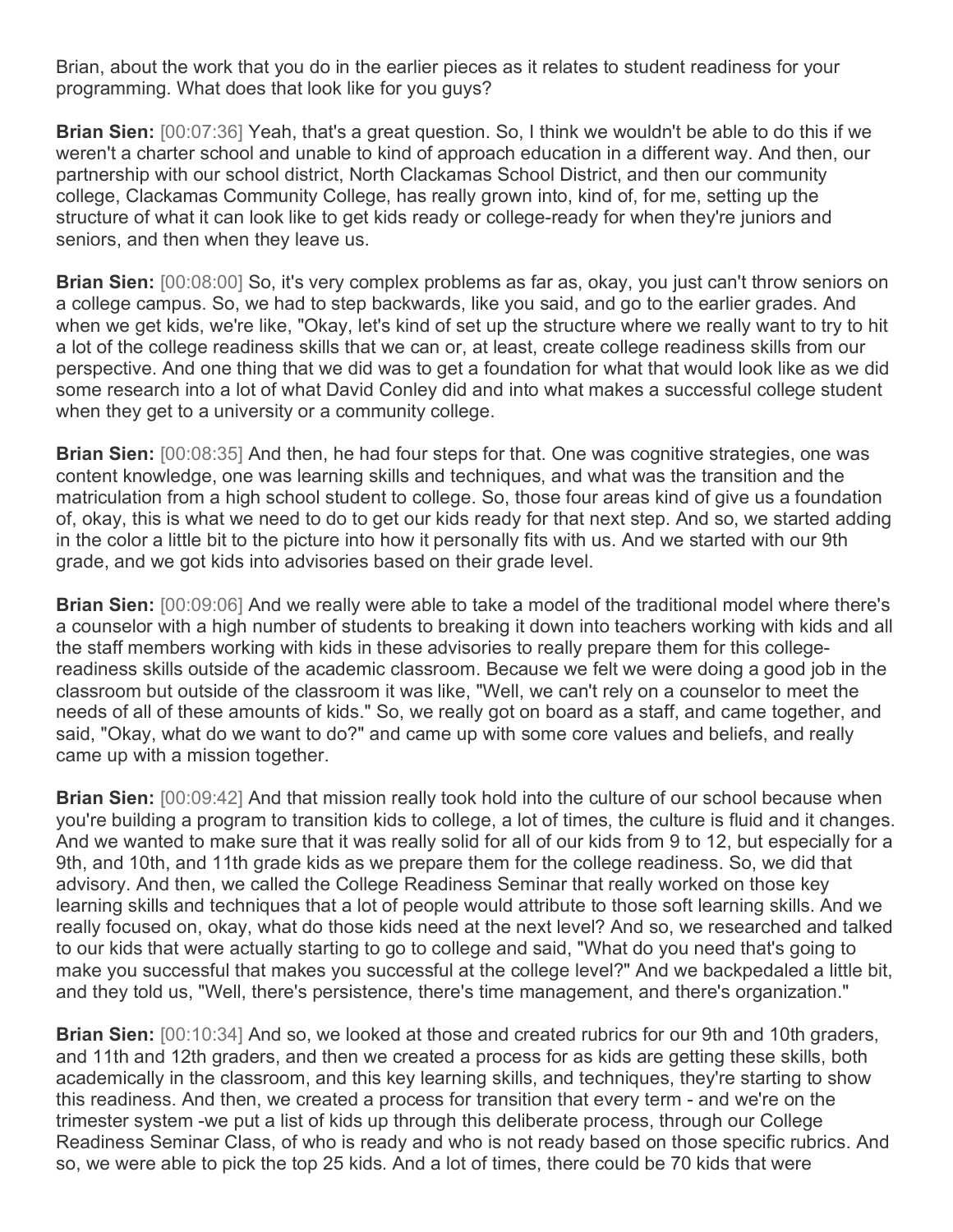Brian, about the work that you do in the earlier pieces as it relates to student readiness for your programming. What does that look like for you guys?

**Brian Sien:** [00:07:36] Yeah, that's a great question. So, I think we wouldn't be able to do this if we weren't a charter school and unable to kind of approach education in a different way. And then, our partnership with our school district, North Clackamas School District, and then our community college, Clackamas Community College, has really grown into, kind of, for me, setting up the structure of what it can look like to get kids ready or college-ready for when they're juniors and seniors, and then when they leave us.

**Brian Sien:** [00:08:00] So, it's very complex problems as far as, okay, you just can't throw seniors on a college campus. So, we had to step backwards, like you said, and go to the earlier grades. And when we get kids, we're like, "Okay, let's kind of set up the structure where we really want to try to hit a lot of the college readiness skills that we can or, at least, create college readiness skills from our perspective. And one thing that we did was to get a foundation for what that would look like as we did some research into a lot of what David Conley did and into what makes a successful college student when they get to a university or a community college.

**Brian Sien:** [00:08:35] And then, he had four steps for that. One was cognitive strategies, one was content knowledge, one was learning skills and techniques, and what was the transition and the matriculation from a high school student to college. So, those four areas kind of give us a foundation of, okay, this is what we need to do to get our kids ready for that next step. And so, we started adding in the color a little bit to the picture into how it personally fits with us. And we started with our 9th grade, and we got kids into advisories based on their grade level.

**Brian Sien:** [00:09:06] And we really were able to take a model of the traditional model where there's a counselor with a high number of students to breaking it down into teachers working with kids and all the staff members working with kids in these advisories to really prepare them for this college-readiness skills outside of the academic classroom. Because we felt we were doing a good job in the classroom but outside of the classroom it was like, "Well, we can't rely on a counselor to meet the needs of all of these amounts of kids." So, we really got on board as a staff, and came together, and said, "Okay, what do we want to do?" and came up with some core values and beliefs, and really came up with a mission together.

**Brian Sien:** [00:09:42] And that mission really took hold into the culture of our school because when you're building a program to transition kids to college, a lot of times, the culture is fluid and it changes. And we wanted to make sure that it was really solid for all of our kids from 9 to 12, but especially for a 9th, and 10th, and 11th grade kids as we prepare them for the college readiness. So, we did that advisory. And then, we called the College Readiness Seminar that really worked on those key learning skills and techniques that a lot of people would attribute to those soft learning skills. And we really focused on, okay, what do those kids need at the next level? And so, we researched and talked to our kids that were actually starting to go to college and said, "What do you need that's going to make you successful that makes you successful at the college level?" And we backpedaled a little bit, and they told us, "Well, there's persistence, there's time management, and there's organization."

**Brian Sien:** [00:10:34] And so, we looked at those and created rubrics for our 9th and 10th graders, and 11th and 12th graders, and then we created a process for as kids are getting these skills, both academically in the classroom, and this key learning skills, and techniques, they're starting to show this readiness. And then, we created a process for transition that every term - and we're on the trimester system -we put a list of kids up through this deliberate process, through our College Readiness Seminar Class, of who is ready and who is not ready based on those specific rubrics. And so, we were able to pick the top 25 kids. And a lot of times, there could be 70 kids that were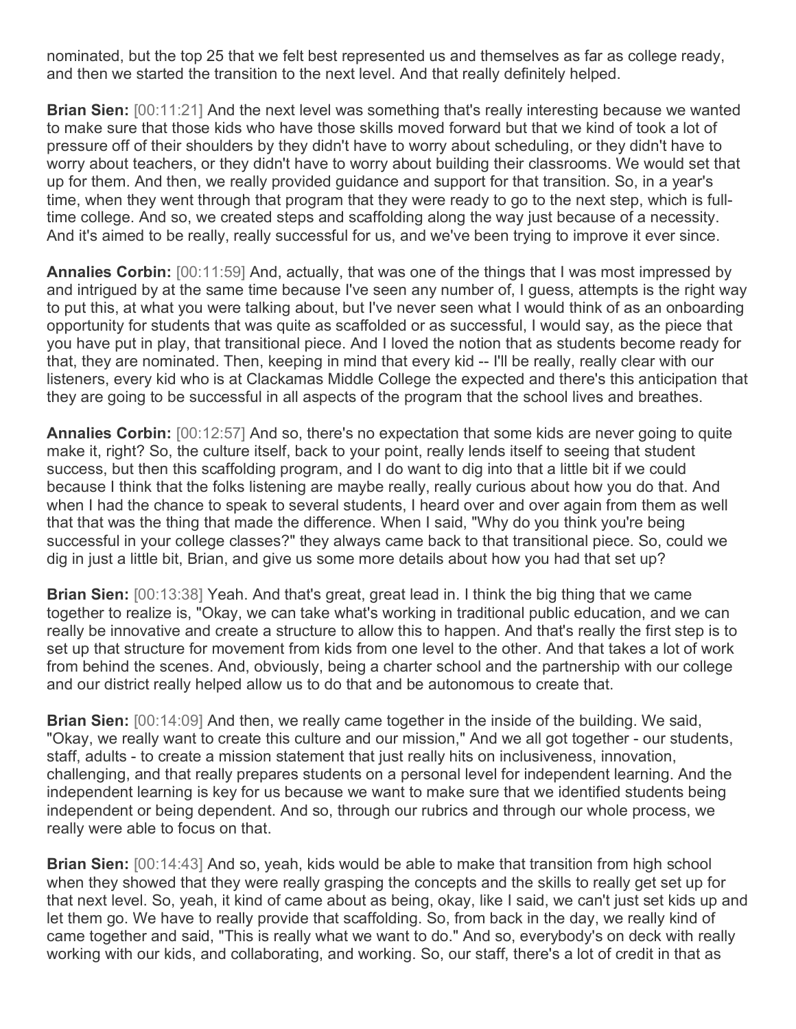nominated, but the top 25 that we felt best represented us and themselves as far as college ready, and then we started the transition to the next level. And that really definitely helped.

**Brian Sien:** [00:11:21] And the next level was something that's really interesting because we wanted to make sure that those kids who have those skills moved forward but that we kind of took a lot of pressure off of their shoulders by they didn't have to worry about scheduling, or they didn't have to worry about teachers, or they didn't have to worry about building their classrooms. We would set that up for them. And then, we really provided guidance and support for that transition. So, in a year's time, when they went through that program that they were ready to go to the next step, which is full-time college. And so, we created steps and scaffolding along the way just because of a necessity. And it's aimed to be really, really successful for us, and we've been trying to improve it ever since.

**Annalies Corbin:** [00:11:59] And, actually, that was one of the things that I was most impressed by and intrigued by at the same time because I've seen any number of, I guess, attempts is the right way to put this, at what you were talking about, but I've never seen what I would think of as an onboarding opportunity for students that was quite as scaffolded or as successful, I would say, as the piece that you have put in play, that transitional piece. And I loved the notion that as students become ready for that, they are nominated. Then, keeping in mind that every kid -- I'll be really, really clear with our listeners, every kid who is at Clackamas Middle College the expected and there's this anticipation that they are going to be successful in all aspects of the program that the school lives and breathes.

**Annalies Corbin:** [00:12:57] And so, there's no expectation that some kids are never going to quite make it, right? So, the culture itself, back to your point, really lends itself to seeing that student success, but then this scaffolding program, and I do want to dig into that a little bit if we could because I think that the folks listening are maybe really, really curious about how you do that. And when I had the chance to speak to several students, I heard over and over again from them as well that that was the thing that made the difference. When I said, "Why do you think you're being successful in your college classes?" they always came back to that transitional piece. So, could we dig in just a little bit, Brian, and give us some more details about how you had that set up?

**Brian Sien:** [00:13:38] Yeah. And that's great, great lead in. I think the big thing that we came together to realize is, "Okay, we can take what's working in traditional public education, and we can really be innovative and create a structure to allow this to happen. And that's really the first step is to set up that structure for movement from kids from one level to the other. And that takes a lot of work from behind the scenes. And, obviously, being a charter school and the partnership with our college and our district really helped allow us to do that and be autonomous to create that.

**Brian Sien:** [00:14:09] And then, we really came together in the inside of the building. We said, "Okay, we really want to create this culture and our mission," And we all got together - our students, staff, adults - to create a mission statement that just really hits on inclusiveness, innovation, challenging, and that really prepares students on a personal level for independent learning. And the independent learning is key for us because we want to make sure that we identified students being independent or being dependent. And so, through our rubrics and through our whole process, we really were able to focus on that.

**Brian Sien:** [00:14:43] And so, yeah, kids would be able to make that transition from high school when they showed that they were really grasping the concepts and the skills to really get set up for that next level. So, yeah, it kind of came about as being, okay, like I said, we can't just set kids up and let them go. We have to really provide that scaffolding. So, from back in the day, we really kind of came together and said, "This is really what we want to do." And so, everybody's on deck with really working with our kids, and collaborating, and working. So, our staff, there's a lot of credit in that as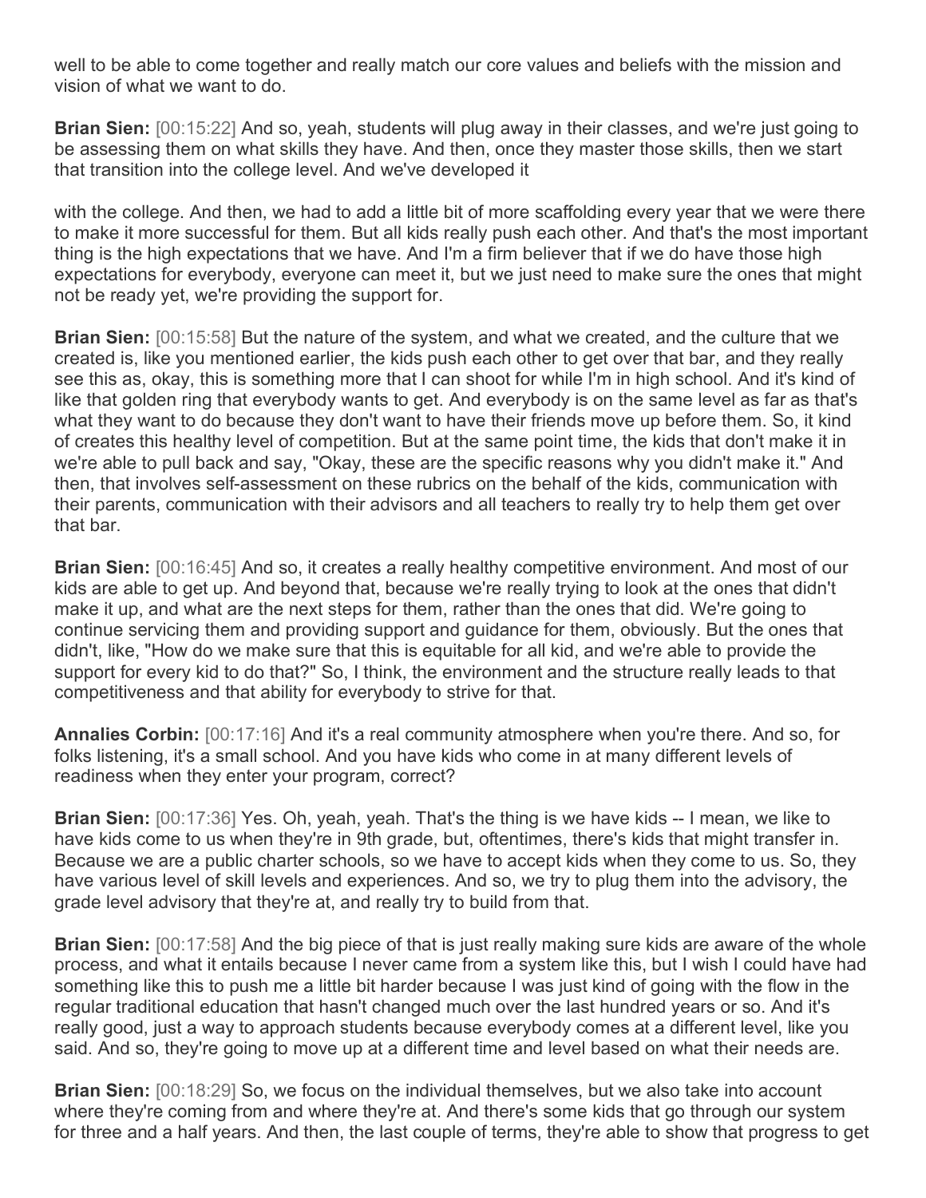well to be able to come together and really match our core values and beliefs with the mission and vision of what we want to do.

**Brian Sien:** [00:15:22] And so, yeah, students will plug away in their classes, and we're just going to be assessing them on what skills they have. And then, once they master those skills, then we start that transition into the college level. And we've developed it

with the college. And then, we had to add a little bit of more scaffolding every year that we were there to make it more successful for them. But all kids really push each other. And that's the most important thing is the high expectations that we have. And I'm a firm believer that if we do have those high expectations for everybody, everyone can meet it, but we just need to make sure the ones that might not be ready yet, we're providing the support for.

**Brian Sien:** [00:15:58] But the nature of the system, and what we created, and the culture that we created is, like you mentioned earlier, the kids push each other to get over that bar, and they really see this as, okay, this is something more that I can shoot for while I'm in high school. And it's kind of like that golden ring that everybody wants to get. And everybody is on the same level as far as that's what they want to do because they don't want to have their friends move up before them. So, it kind of creates this healthy level of competition. But at the same point time, the kids that don't make it in we're able to pull back and say, "Okay, these are the specific reasons why you didn't make it." And then, that involves self-assessment on these rubrics on the behalf of the kids, communication with their parents, communication with their advisors and all teachers to really try to help them get over that bar.

**Brian Sien:** [00:16:45] And so, it creates a really healthy competitive environment. And most of our kids are able to get up. And beyond that, because we're really trying to look at the ones that didn't make it up, and what are the next steps for them, rather than the ones that did. We're going to continue servicing them and providing support and guidance for them, obviously. But the ones that didn't, like, "How do we make sure that this is equitable for all kid, and we're able to provide the support for every kid to do that?" So, I think, the environment and the structure really leads to that competitiveness and that ability for everybody to strive for that.

**Annalies Corbin:** [00:17:16] And it's a real community atmosphere when you're there. And so, for folks listening, it's a small school. And you have kids who come in at many different levels of readiness when they enter your program, correct?

**Brian Sien:** [00:17:36] Yes. Oh, yeah, yeah. That's the thing is we have kids -- I mean, we like to have kids come to us when they're in 9th grade, but, oftentimes, there's kids that might transfer in. Because we are a public charter schools, so we have to accept kids when they come to us. So, they have various level of skill levels and experiences. And so, we try to plug them into the advisory, the grade level advisory that they're at, and really try to build from that.

**Brian Sien:** [00:17:58] And the big piece of that is just really making sure kids are aware of the whole process, and what it entails because I never came from a system like this, but I wish I could have had something like this to push me a little bit harder because I was just kind of going with the flow in the regular traditional education that hasn't changed much over the last hundred years or so. And it's really good, just a way to approach students because everybody comes at a different level, like you said. And so, they're going to move up at a different time and level based on what their needs are.

**Brian Sien:** [00:18:29] So, we focus on the individual themselves, but we also take into account where they're coming from and where they're at. And there's some kids that go through our system for three and a half years. And then, the last couple of terms, they're able to show that progress to get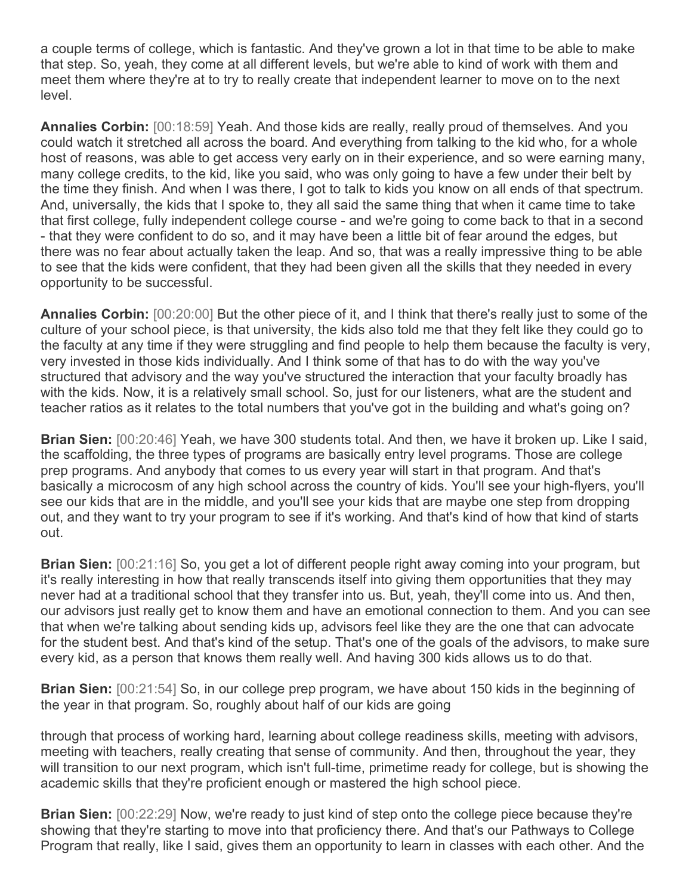a couple terms of college, which is fantastic. And they've grown a lot in that time to be able to make that step. So, yeah, they come at all different levels, but we're able to kind of work with them and meet them where they're at to try to really create that independent learner to move on to the next level.

**Annalies Corbin:** [00:18:59] Yeah. And those kids are really, really proud of themselves. And you could watch it stretched all across the board. And everything from talking to the kid who, for a whole host of reasons, was able to get access very early on in their experience, and so were earning many, many college credits, to the kid, like you said, who was only going to have a few under their belt by the time they finish. And when I was there, I got to talk to kids you know on all ends of that spectrum. And, universally, the kids that I spoke to, they all said the same thing that when it came time to take that first college, fully independent college course - and we're going to come back to that in a second - that they were confident to do so, and it may have been a little bit of fear around the edges, but there was no fear about actually taken the leap. And so, that was a really impressive thing to be able to see that the kids were confident, that they had been given all the skills that they needed in every opportunity to be successful.

**Annalies Corbin:** [00:20:00] But the other piece of it, and I think that there's really just to some of the culture of your school piece, is that university, the kids also told me that they felt like they could go to the faculty at any time if they were struggling and find people to help them because the faculty is very, very invested in those kids individually. And I think some of that has to do with the way you've structured that advisory and the way you've structured the interaction that your faculty broadly has with the kids. Now, it is a relatively small school. So, just for our listeners, what are the student and teacher ratios as it relates to the total numbers that you've got in the building and what's going on?

**Brian Sien:** [00:20:46] Yeah, we have 300 students total. And then, we have it broken up. Like I said, the scaffolding, the three types of programs are basically entry level programs. Those are college prep programs. And anybody that comes to us every year will start in that program. And that's basically a microcosm of any high school across the country of kids. You'll see your high-flyers, you'll see our kids that are in the middle, and you'll see your kids that are maybe one step from dropping out, and they want to try your program to see if it's working. And that's kind of how that kind of starts out.

**Brian Sien:** [00:21:16] So, you get a lot of different people right away coming into your program, but it's really interesting in how that really transcends itself into giving them opportunities that they may never had at a traditional school that they transfer into us. But, yeah, they'll come into us. And then, our advisors just really get to know them and have an emotional connection to them. And you can see that when we're talking about sending kids up, advisors feel like they are the one that can advocate for the student best. And that's kind of the setup. That's one of the goals of the advisors, to make sure every kid, as a person that knows them really well. And having 300 kids allows us to do that.

**Brian Sien:** [00:21:54] So, in our college prep program, we have about 150 kids in the beginning of the year in that program. So, roughly about half of our kids are going through that process of working hard, learning about college readiness skills, meeting with advisors, meeting with teachers, really creating that sense of community. And then, throughout the year, they will transition to our next program, which isn't full-time, primetime ready for college, but is showing the academic skills that they're proficient enough or mastered the high school piece.

**Brian Sien:** [00:22:29] Now, we're ready to just kind of step onto the college piece because they're showing that they're starting to move into that proficiency there. And that's our Pathways to College Program that really, like I said, gives them an opportunity to learn in classes with each other. And the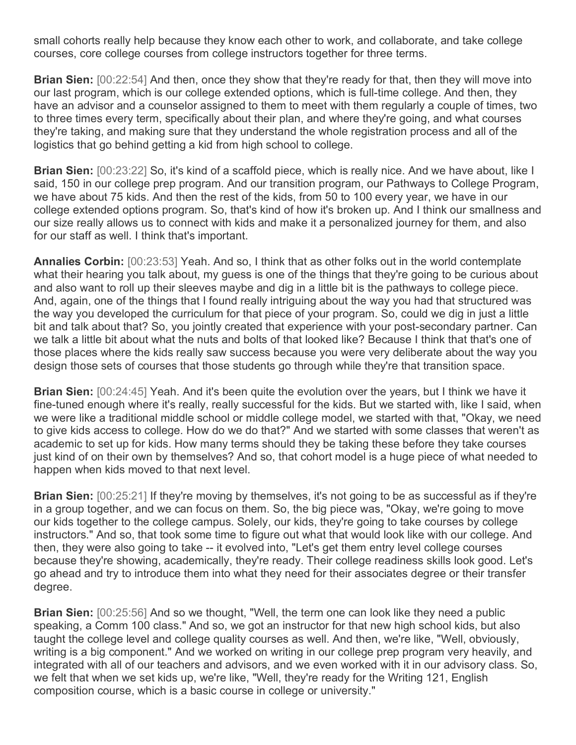small cohorts really help because they know each other to work, and collaborate, and take college courses, core college courses from college instructors together for three terms.

**Brian Sien:** [00:22:54] And then, once they show that they're ready for that, then they will move into our last program, which is our college extended options, which is full-time college. And then, they have an advisor and a counselor assigned to them to meet with them regularly a couple of times, two to three times every term, specifically about their plan, and where they're going, and what courses they're taking, and making sure that they understand the whole registration process and all of the logistics that go behind getting a kid from high school to college.

**Brian Sien:** [00:23:22] So, it's kind of a scaffold piece, which is really nice. And we have about, like I said, 150 in our college prep program. And our transition program, our Pathways to College Program, we have about 75 kids. And then the rest of the kids, from 50 to 100 every year, we have in our college extended options program. So, that's kind of how it's broken up. And I think our smallness and our size really allows us to connect with kids and make it a personalized journey for them, and also for our staff as well. I think that's important.

**Annalies Corbin:** [00:23:53] Yeah. And so, I think that as other folks out in the world contemplate what their hearing you talk about, my guess is one of the things that they're going to be curious about and also want to roll up their sleeves maybe and dig in a little bit is the pathways to college piece. And, again, one of the things that I found really intriguing about the way you had that structured was the way you developed the curriculum for that piece of your program. So, could we dig in just a little bit and talk about that? So, you jointly created that experience with your post-secondary partner. Can we talk a little bit about what the nuts and bolts of that looked like? Because I think that that's one of those places where the kids really saw success because you were very deliberate about the way you design those sets of courses that those students go through while they're that transition space.

**Brian Sien:** [00:24:45] Yeah. And it's been quite the evolution over the years, but I think we have it fine-tuned enough where it's really, really successful for the kids. But we started with, like I said, when we were like a traditional middle school or middle college model, we started with that, "Okay, we need to give kids access to college. How do we do that?" And we started with some classes that weren't as academic to set up for kids. How many terms should they be taking these before they take courses just kind of on their own by themselves? And so, that cohort model is a huge piece of what needed to happen when kids moved to that next level.

**Brian Sien:** [00:25:21] If they're moving by themselves, it's not going to be as successful as if they're in a group together, and we can focus on them. So, the big piece was, "Okay, we're going to move our kids together to the college campus. Solely, our kids, they're going to take courses by college instructors." And so, that took some time to figure out what that would look like with our college. And then, they were also going to take -- it evolved into, "Let's get them entry level college courses because they're showing, academically, they're ready. Their college readiness skills look good. Let's go ahead and try to introduce them into what they need for their associates degree or their transfer degree.

**Brian Sien:** [00:25:56] And so we thought, "Well, the term one can look like they need a public speaking, a Comm 100 class." And so, we got an instructor for that new high school kids, but also taught the college level and college quality courses as well. And then, we're like, "Well, obviously, writing is a big component." And we worked on writing in our college prep program very heavily, and integrated with all of our teachers and advisors, and we even worked with it in our advisory class. So, we felt that when we set kids up, we're like, "Well, they're ready for the Writing 121, English composition course, which is a basic course in college or university."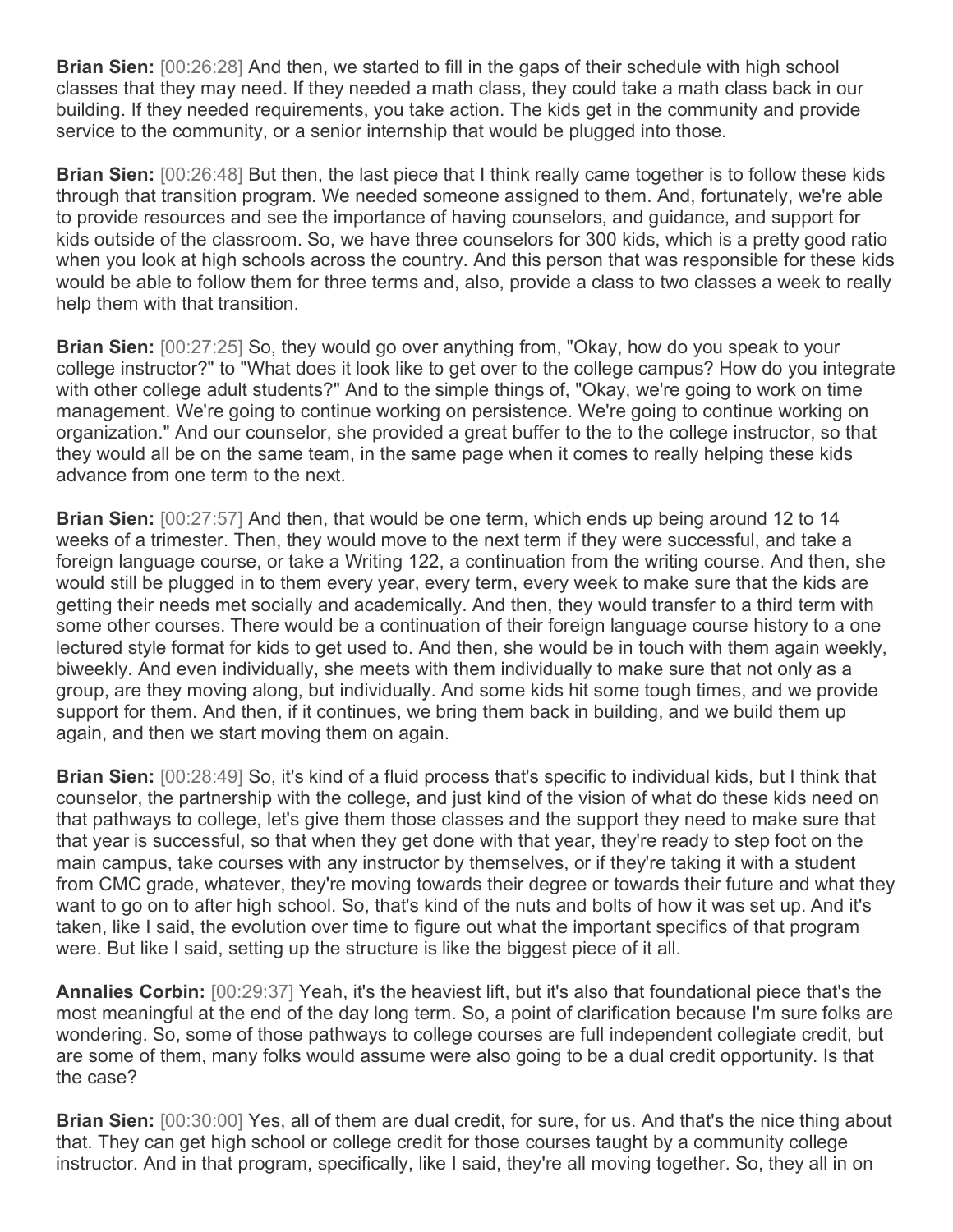**Brian Sien:** [00:26:28] And then, we started to fill in the gaps of their schedule with high school classes that they may need. If they needed a math class, they could take a math class back in our building. If they needed requirements, you take action. The kids get in the community and provide service to the community, or a senior internship that would be plugged into those.

**Brian Sien:** [00:26:48] But then, the last piece that I think really came together is to follow these kids through that transition program. We needed someone assigned to them. And, fortunately, we're able to provide resources and see the importance of having counselors, and guidance, and support for kids outside of the classroom. So, we have three counselors for 300 kids, which is a pretty good ratio when you look at high schools across the country. And this person that was responsible for these kids would be able to follow them for three terms and, also, provide a class to two classes a week to really help them with that transition.

**Brian Sien:** [00:27:25] So, they would go over anything from, "Okay, how do you speak to your college instructor?" to "What does it look like to get over to the college campus? How do you integrate with other college adult students?" And to the simple things of, "Okay, we're going to work on time management. We're going to continue working on persistence. We're going to continue working on organization." And our counselor, she provided a great buffer to the to the college instructor, so that they would all be on the same team, in the same page when it comes to really helping these kids advance from one term to the next.

**Brian Sien:** [00:27:57] And then, that would be one term, which ends up being around 12 to 14 weeks of a trimester. Then, they would move to the next term if they were successful, and take a foreign language course, or take a Writing 122, a continuation from the writing course. And then, she would still be plugged in to them every year, every term, every week to make sure that the kids are getting their needs met socially and academically. And then, they would transfer to a third term with some other courses. There would be a continuation of their foreign language course history to a one lectured style format for kids to get used to. And then, she would be in touch with them again weekly, biweekly. And even individually, she meets with them individually to make sure that not only as a group, are they moving along, but individually. And some kids hit some tough times, and we provide support for them. And then, if it continues, we bring them back in building, and we build them up again, and then we start moving them on again.

**Brian Sien:** [00:28:49] So, it's kind of a fluid process that's specific to individual kids, but I think that counselor, the partnership with the college, and just kind of the vision of what do these kids need on that pathways to college, let's give them those classes and the support they need to make sure that that year is successful, so that when they get done with that year, they're ready to step foot on the main campus, take courses with any instructor by themselves, or if they're taking it with a student from CMC grade, whatever, they're moving towards their degree or towards their future and what they want to go on to after high school. So, that's kind of the nuts and bolts of how it was set up. And it's taken, like I said, the evolution over time to figure out what the important specifics of that program were. But like I said, setting up the structure is like the biggest piece of it all.

**Annalies Corbin:** [00:29:37] Yeah, it's the heaviest lift, but it's also that foundational piece that's the most meaningful at the end of the day long term. So, a point of clarification because I'm sure folks are wondering. So, some of those pathways to college courses are full independent collegiate credit, but are some of them, many folks would assume were also going to be a dual credit opportunity. Is that the case?

**Brian Sien:** [00:30:00] Yes, all of them are dual credit, for sure, for us. And that's the nice thing about that. They can get high school or college credit for those courses taught by a community college instructor. And in that program, specifically, like I said, they're all moving together. So, they all in on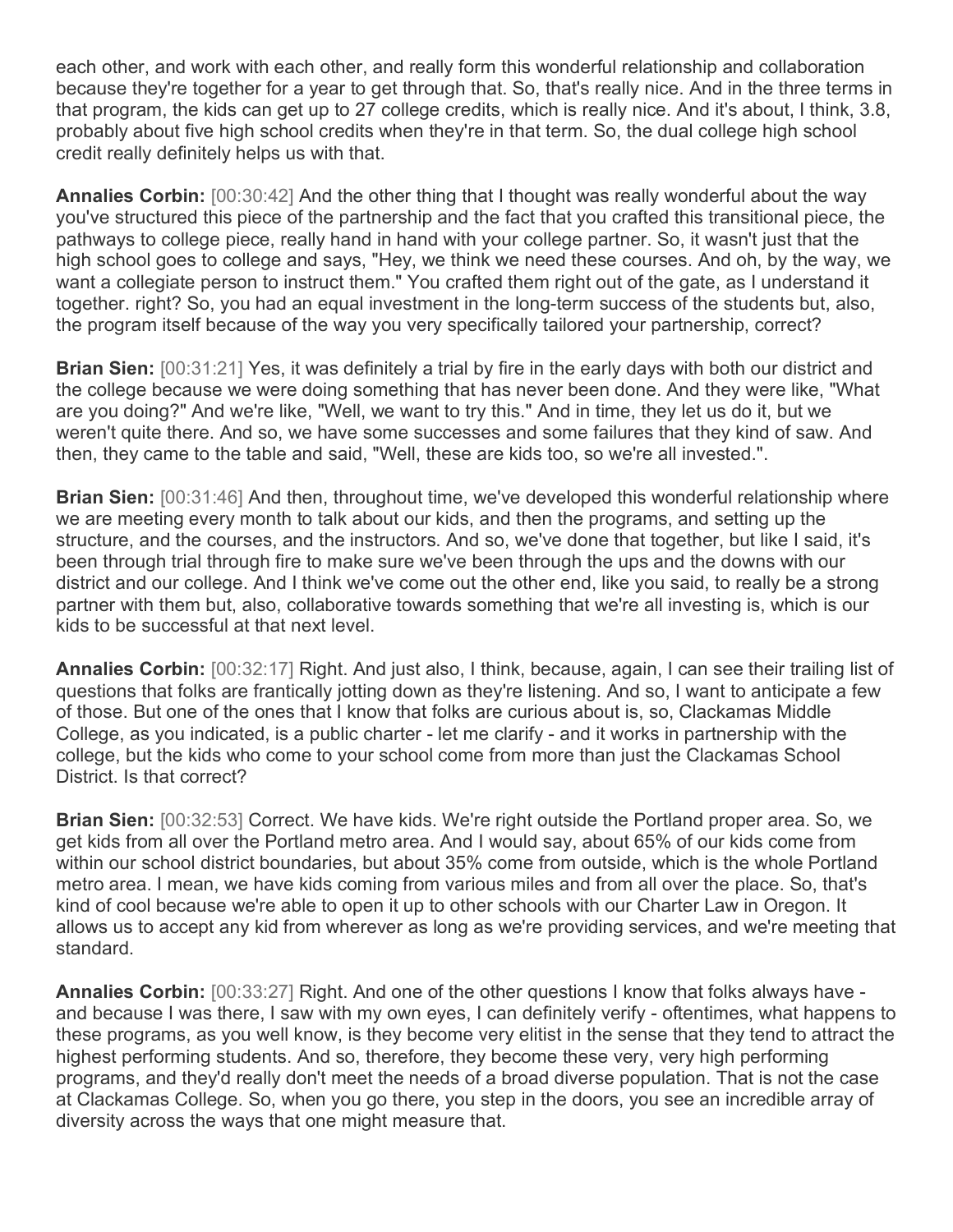each other, and work with each other, and really form this wonderful relationship and collaboration because they're together for a year to get through that. So, that's really nice. And in the three terms in that program, the kids can get up to 27 college credits, which is really nice. And it's about, I think, 3.8, probably about five high school credits when they're in that term. So, the dual college high school credit really definitely helps us with that.

**Annalies Corbin:** [00:30:42] And the other thing that I thought was really wonderful about the way you've structured this piece of the partnership and the fact that you crafted this transitional piece, the pathways to college piece, really hand in hand with your college partner. So, it wasn't just that the high school goes to college and says, "Hey, we think we need these courses. And oh, by the way, we want a collegiate person to instruct them." You crafted them right out of the gate, as I understand it together. right? So, you had an equal investment in the long-term success of the students but, also, the program itself because of the way you very specifically tailored your partnership, correct?

**Brian Sien:** [00:31:21] Yes, it was definitely a trial by fire in the early days with both our district and the college because we were doing something that has never been done. And they were like, "What are you doing?" And we're like, "Well, we want to try this." And in time, they let us do it, but we weren't quite there. And so, we have some successes and some failures that they kind of saw. And then, they came to the table and said, "Well, these are kids too, so we're all invested.".

**Brian Sien:** [00:31:46] And then, throughout time, we've developed this wonderful relationship where we are meeting every month to talk about our kids, and then the programs, and setting up the structure, and the courses, and the instructors. And so, we've done that together, but like I said, it's been through trial through fire to make sure we've been through the ups and the downs with our district and our college. And I think we've come out the other end, like you said, to really be a strong partner with them but, also, collaborative towards something that we're all investing is, which is our kids to be successful at that next level.

**Annalies Corbin:** [00:32:17] Right. And just also, I think, because, again, I can see their trailing list of questions that folks are frantically jotting down as they're listening. And so, I want to anticipate a few of those. But one of the ones that I know that folks are curious about is, so, Clackamas Middle College, as you indicated, is a public charter - let me clarify - and it works in partnership with the college, but the kids who come to your school come from more than just the Clackamas School District. Is that correct?

**Brian Sien:** [00:32:53] Correct. We have kids. We're right outside the Portland proper area. So, we get kids from all over the Portland metro area. And I would say, about 65% of our kids come from within our school district boundaries, but about 35% come from outside, which is the whole Portland metro area. I mean, we have kids coming from various miles and from all over the place. So, that's kind of cool because we're able to open it up to other schools with our Charter Law in Oregon. It allows us to accept any kid from wherever as long as we're providing services, and we're meeting that standard.

**Annalies Corbin:** [00:33:27] Right. And one of the other questions I know that folks always have - and because I was there, I saw with my own eyes, I can definitely verify - oftentimes, what happens to these programs, as you well know, is they become very elitist in the sense that they tend to attract the highest performing students. And so, therefore, they become these very, very high performing programs, and they'd really don't meet the needs of a broad diverse population. That is not the case at Clackamas College. So, when you go there, you step in the doors, you see an incredible array of diversity across the ways that one might measure that.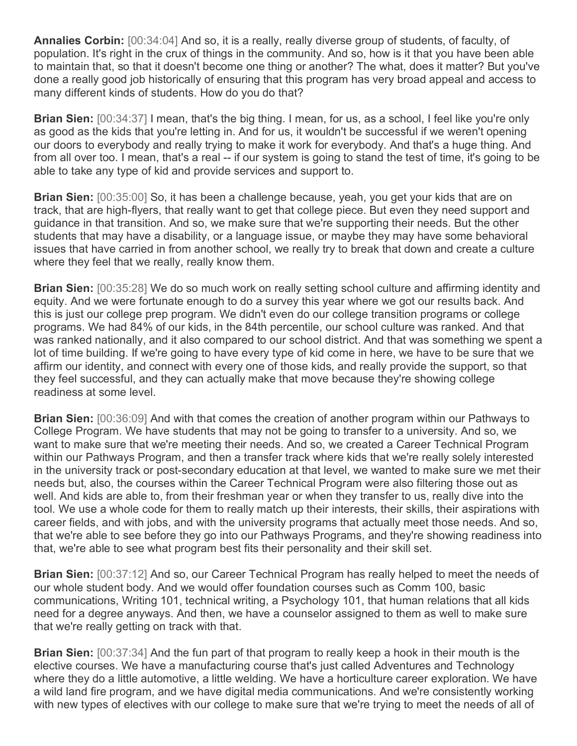**Annalies Corbin:** [00:34:04] And so, it is a really, really diverse group of students, of faculty, of population. It's right in the crux of things in the community. And so, how is it that you have been able to maintain that, so that it doesn't become one thing or another? The what, does it matter? But you've done a really good job historically of ensuring that this program has very broad appeal and access to many different kinds of students. How do you do that?

**Brian Sien:** [00:34:37] I mean, that's the big thing. I mean, for us, as a school, I feel like you're only as good as the kids that you're letting in. And for us, it wouldn't be successful if we weren't opening our doors to everybody and really trying to make it work for everybody. And that's a huge thing. And from all over too. I mean, that's a real -- if our system is going to stand the test of time, it's going to be able to take any type of kid and provide services and support to.

**Brian Sien:** [00:35:00] So, it has been a challenge because, yeah, you get your kids that are on track, that are high-flyers, that really want to get that college piece. But even they need support and guidance in that transition. And so, we make sure that we're supporting their needs. But the other students that may have a disability, or a language issue, or maybe they may have some behavioral issues that have carried in from another school, we really try to break that down and create a culture where they feel that we really, really know them.

**Brian Sien:** [00:35:28] We do so much work on really setting school culture and affirming identity and equity. And we were fortunate enough to do a survey this year where we got our results back. And this is just our college prep program. We didn't even do our college transition programs or college programs. We had 84% of our kids, in the 84th percentile, our school culture was ranked. And that was ranked nationally, and it also compared to our school district. And that was something we spent a lot of time building. If we're going to have every type of kid come in here, we have to be sure that we affirm our identity, and connect with every one of those kids, and really provide the support, so that they feel successful, and they can actually make that move because they're showing college readiness at some level.

**Brian Sien:** [00:36:09] And with that comes the creation of another program within our Pathways to College Program. We have students that may not be going to transfer to a university. And so, we want to make sure that we're meeting their needs. And so, we created a Career Technical Program within our Pathways Program, and then a transfer track where kids that we're really solely interested in the university track or post-secondary education at that level, we wanted to make sure we met their needs but, also, the courses within the Career Technical Program were also filtering those out as well. And kids are able to, from their freshman year or when they transfer to us, really dive into the tool. We use a whole code for them to really match up their interests, their skills, their aspirations with career fields, and with jobs, and with the university programs that actually meet those needs. And so, that we're able to see before they go into our Pathways Programs, and they're showing readiness into that, we're able to see what program best fits their personality and their skill set.

**Brian Sien:** [00:37:12] And so, our Career Technical Program has really helped to meet the needs of our whole student body. And we would offer foundation courses such as Comm 100, basic communications, Writing 101, technical writing, a Psychology 101, that human relations that all kids need for a degree anyways. And then, we have a counselor assigned to them as well to make sure that we're really getting on track with that.

**Brian Sien:** [00:37:34] And the fun part of that program to really keep a hook in their mouth is the elective courses. We have a manufacturing course that's just called Adventures and Technology where they do a little automotive, a little welding. We have a horticulture career exploration. We have a wild land fire program, and we have digital media communications. And we're consistently working with new types of electives with our college to make sure that we're trying to meet the needs of all of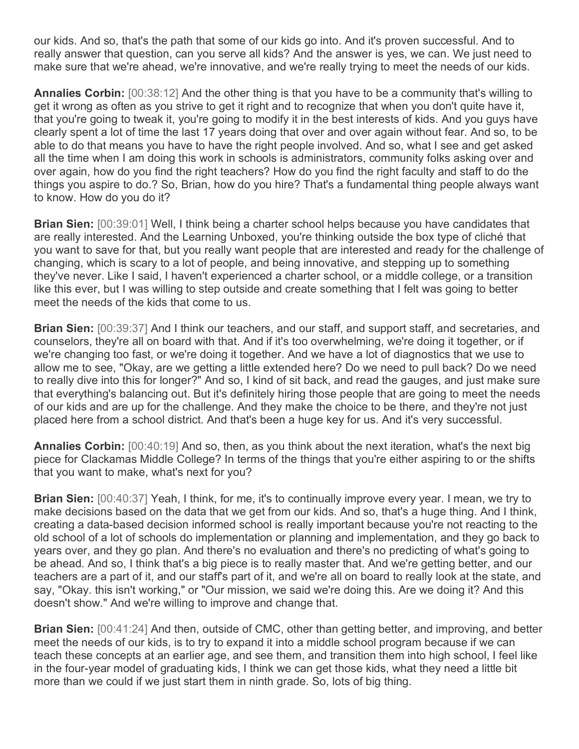our kids. And so, that's the path that some of our kids go into. And it's proven successful. And to really answer that question, can you serve all kids? And the answer is yes, we can. We just need to make sure that we're ahead, we're innovative, and we're really trying to meet the needs of our kids.

**Annalies Corbin:** [00:38:12] And the other thing is that you have to be a community that's willing to get it wrong as often as you strive to get it right and to recognize that when you don't quite have it, that you're going to tweak it, you're going to modify it in the best interests of kids. And you guys have clearly spent a lot of time the last 17 years doing that over and over again without fear. And so, to be able to do that means you have to have the right people involved. And so, what I see and get asked all the time when I am doing this work in schools is administrators, community folks asking over and over again, how do you find the right teachers? How do you find the right faculty and staff to do the things you aspire to do.? So, Brian, how do you hire? That's a fundamental thing people always want to know. How do you do it?

**Brian Sien:** [00:39:01] Well, I think being a charter school helps because you have candidates that are really interested. And the Learning Unboxed, you're thinking outside the box type of cliché that you want to save for that, but you really want people that are interested and ready for the challenge of changing, which is scary to a lot of people, and being innovative, and stepping up to something they've never. Like I said, I haven't experienced a charter school, or a middle college, or a transition like this ever, but I was willing to step outside and create something that I felt was going to better meet the needs of the kids that come to us.

**Brian Sien:** [00:39:37] And I think our teachers, and our staff, and support staff, and secretaries, and counselors, they're all on board with that. And if it's too overwhelming, we're doing it together, or if we're changing too fast, or we're doing it together. And we have a lot of diagnostics that we use to allow me to see, "Okay, are we getting a little extended here? Do we need to pull back? Do we need to really dive into this for longer?" And so, I kind of sit back, and read the gauges, and just make sure that everything's balancing out. But it's definitely hiring those people that are going to meet the needs of our kids and are up for the challenge. And they make the choice to be there, and they're not just placed here from a school district. And that's been a huge key for us. And it's very successful.

**Annalies Corbin:** [00:40:19] And so, then, as you think about the next iteration, what's the next big piece for Clackamas Middle College? In terms of the things that you're either aspiring to or the shifts that you want to make, what's next for you?

**Brian Sien:** [00:40:37] Yeah, I think, for me, it's to continually improve every year. I mean, we try to make decisions based on the data that we get from our kids. And so, that's a huge thing. And I think, creating a data-based decision informed school is really important because you're not reacting to the old school of a lot of schools do implementation or planning and implementation, and they go back to years over, and they go plan. And there's no evaluation and there's no predicting of what's going to be ahead. And so, I think that's a big piece is to really master that. And we're getting better, and our teachers are a part of it, and our staff's part of it, and we're all on board to really look at the state, and say, "Okay. this isn't working," or "Our mission, we said we're doing this. Are we doing it? And this doesn't show." And we're willing to improve and change that.

**Brian Sien:** [00:41:24] And then, outside of CMC, other than getting better, and improving, and better meet the needs of our kids, is to try to expand it into a middle school program because if we can teach these concepts at an earlier age, and see them, and transition them into high school, I feel like in the four-year model of graduating kids, I think we can get those kids, what they need a little bit more than we could if we just start them in ninth grade. So, lots of big thing.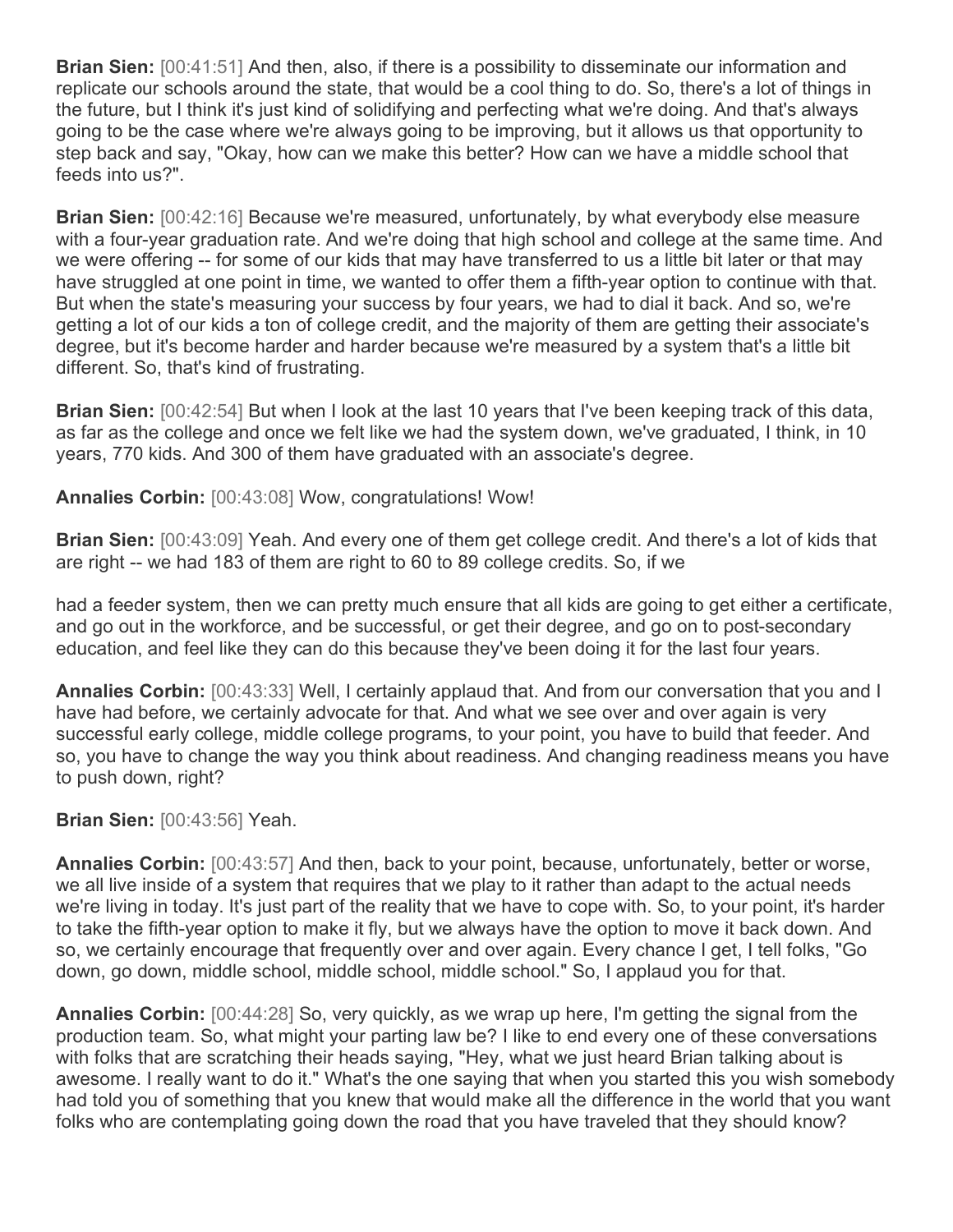**Brian Sien:** [00:41:51] And then, also, if there is a possibility to disseminate our information and replicate our schools around the state, that would be a cool thing to do. So, there's a lot of things in the future, but I think it's just kind of solidifying and perfecting what we're doing. And that's always going to be the case where we're always going to be improving, but it allows us that opportunity to step back and say, "Okay, how can we make this better? How can we have a middle school that feeds into us?".

**Brian Sien:** [00:42:16] Because we're measured, unfortunately, by what everybody else measure with a four-year graduation rate. And we're doing that high school and college at the same time. And we were offering -- for some of our kids that may have transferred to us a little bit later or that may have struggled at one point in time, we wanted to offer them a fifth-year option to continue with that. But when the state's measuring your success by four years, we had to dial it back. And so, we're getting a lot of our kids a ton of college credit, and the majority of them are getting their associate's degree, but it's become harder and harder because we're measured by a system that's a little bit different. So, that's kind of frustrating.

**Brian Sien:** [00:42:54] But when I look at the last 10 years that I've been keeping track of this data, as far as the college and once we felt like we had the system down, we've graduated, I think, in 10 years, 770 kids. And 300 of them have graduated with an associate's degree.

**Annalies Corbin:** [00:43:08] Wow, congratulations! Wow!

**Brian Sien:** [00:43:09] Yeah. And every one of them get college credit. And there's a lot of kids that are right -- we had 183 of them are right to 60 to 89 college credits. So, if we had a feeder system, then we can pretty much ensure that all kids are going to get either a certificate, and go out in the workforce, and be successful, or get their degree, and go on to post-secondary education, and feel like they can do this because they've been doing it for the last four years.

**Annalies Corbin:** [00:43:33] Well, I certainly applaud that. And from our conversation that you and I have had before, we certainly advocate for that. And what we see over and over again is very successful early college, middle college programs, to your point, you have to build that feeder. And so, you have to change the way you think about readiness. And changing readiness means you have to push down, right?

**Brian Sien:** [00:43:56] Yeah.

**Annalies Corbin:** [00:43:57] And then, back to your point, because, unfortunately, better or worse, we all live inside of a system that requires that we play to it rather than adapt to the actual needs we're living in today. It's just part of the reality that we have to cope with. So, to your point, it's harder to take the fifth-year option to make it fly, but we always have the option to move it back down. And so, we certainly encourage that frequently over and over again. Every chance I get, I tell folks, "Go down, go down, middle school, middle school, middle school." So, I applaud you for that.

**Annalies Corbin:** [00:44:28] So, very quickly, as we wrap up here, I'm getting the signal from the production team. So, what might your parting law be? I like to end every one of these conversations with folks that are scratching their heads saying, "Hey, what we just heard Brian talking about is awesome. I really want to do it." What's the one saying that when you started this you wish somebody had told you of something that you knew that would make all the difference in the world that you want folks who are contemplating going down the road that you have traveled that they should know?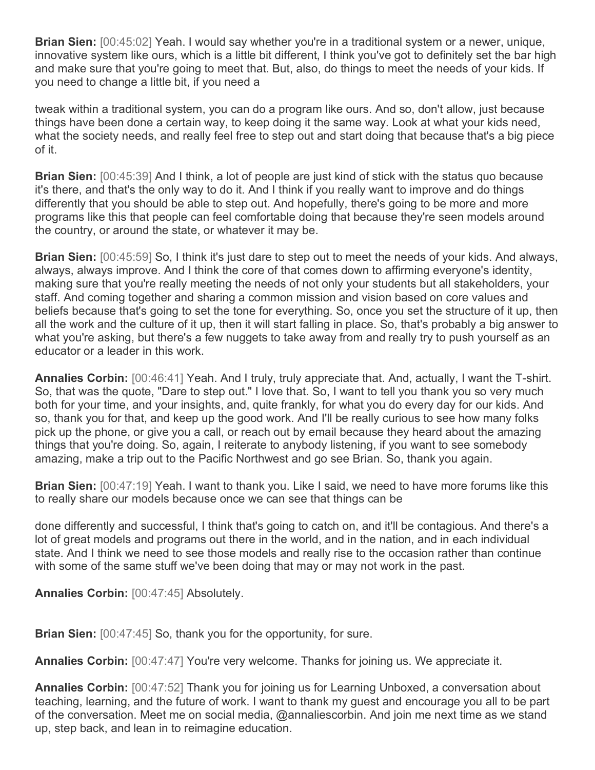**Brian Sien:** [00:45:02] Yeah. I would say whether you're in a traditional system or a newer, unique, innovative system like ours, which is a little bit different, I think you've got to definitely set the bar high and make sure that you're going to meet that. But, also, do things to meet the needs of your kids. If you need to change a little bit, if you need a tweak within a traditional system, you can do a program like ours. And so, don't allow, just because things have been done a certain way, to keep doing it the same way. Look at what your kids need, what the society needs, and really feel free to step out and start doing that because that's a big piece of it.

**Brian Sien:** [00:45:39] And I think, a lot of people are just kind of stick with the status quo because it's there, and that's the only way to do it. And I think if you really want to improve and do things differently that you should be able to step out. And hopefully, there's going to be more and more programs like this that people can feel comfortable doing that because they're seen models around the country, or around the state, or whatever it may be.

**Brian Sien:** [00:45:59] So, I think it's just dare to step out to meet the needs of your kids. And always, always, always improve. And I think the core of that comes down to affirming everyone's identity, making sure that you're really meeting the needs of not only your students but all stakeholders, your staff. And coming together and sharing a common mission and vision based on core values and beliefs because that's going to set the tone for everything. So, once you set the structure of it up, then all the work and the culture of it up, then it will start falling in place. So, that's probably a big answer to what you're asking, but there's a few nuggets to take away from and really try to push yourself as an educator or a leader in this work.

**Annalies Corbin:** [00:46:41] Yeah. And I truly, truly appreciate that. And, actually, I want the T-shirt. So, that was the quote, "Dare to step out." I love that. So, I want to tell you thank you so very much both for your time, and your insights, and, quite frankly, for what you do every day for our kids. And so, thank you for that, and keep up the good work. And I'll be really curious to see how many folks pick up the phone, or give you a call, or reach out by email because they heard about the amazing things that you're doing. So, again, I reiterate to anybody listening, if you want to see somebody amazing, make a trip out to the Pacific Northwest and go see Brian. So, thank you again.

**Brian Sien:** [00:47:19] Yeah. I want to thank you. Like I said, we need to have more forums like this to really share our models because once we can see that things can be done differently and successful, I think that's going to catch on, and it'll be contagious. And there's a lot of great models and programs out there in the world, and in the nation, and in each individual state. And I think we need to see those models and really rise to the occasion rather than continue with some of the same stuff we've been doing that may or may not work in the past.

**Annalies Corbin:** [00:47:45] Absolutely.

**Brian Sien:** [00:47:45] So, thank you for the opportunity, for sure.

**Annalies Corbin:** [00:47:47] You're very welcome. Thanks for joining us. We appreciate it.

**Annalies Corbin:** [00:47:52] Thank you for joining us for Learning Unboxed, a conversation about teaching, learning, and the future of work. I want to thank my guest and encourage you all to be part of the conversation. Meet me on social media, @annaliescorbin. And join me next time as we stand up, step back, and lean in to reimagine education.